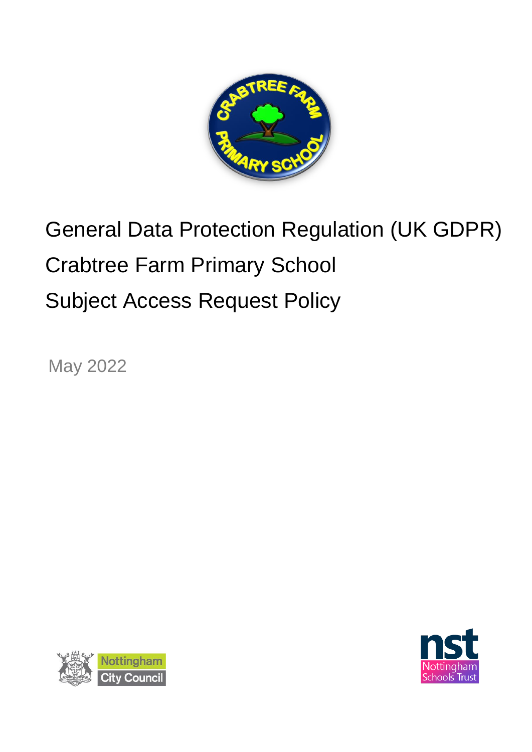# General Data Protection Regulation (UK GDPR)

# Crabtree Farm Primary School

# Subject Access Request Policy

May 2022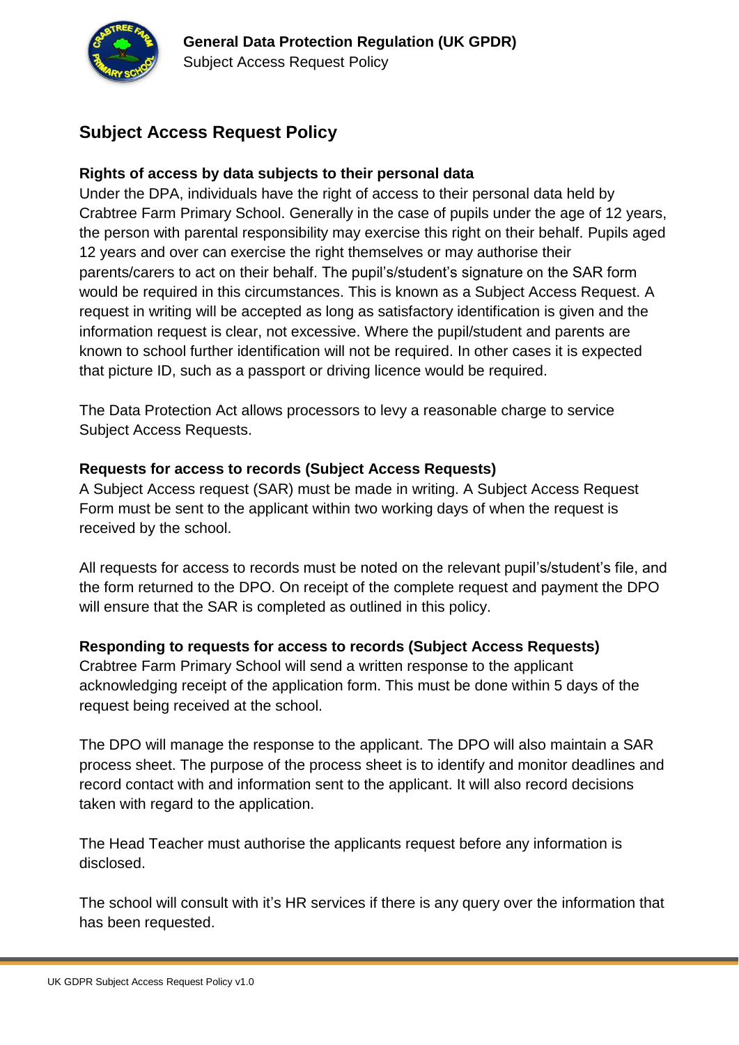## Subject Access Request Policy

### Rights of access by data subjects to their personal data

Under the DPA, individuals have the right of access to their personal data held by Crabtree Farm Primary School. Generally in the case of pupils under the age of 12 years, the person with parental responsibility may exercise this right on their behalf. Pupils aged 12 years and over can exercise the right themselves or may authorise their parents/carers to act on their behalf. The pupil's/student's signature on the SAR form would be required in this circumstances. This is known as a Subject Access Request. A request in writing will be accepted as long as satisfactory identification is given and the information request is clear, not excessive. Where the pupil/student and parents are known to school further identification will not be required. In other cases it is expected that picture ID, such as a passport or driving licence would be required.

The Data Protection Act allows processors to levy a reasonable charge to service Subject Access Requests.

### Requests for access to records (Subject Access Requests)

A Subject Access request (SAR) must be made in writing. A Subject Access Request Form must be sent to the applicant within two working days of when the request is received by the school.

All requests for access to records must be noted on the relevant pupil's/student's file, and the form returned to the DPO. On receipt of the complete request and payment the DPO will ensure that the SAR is completed as outlined in this policy.

### Responding to requests for access to records (Subject Access Requests)

Crabtree Farm Primary School will send a written response to the applicant acknowledging receipt of the application form. This must be done within 5 days of the request being received at the school.

The DPO will manage the response to the applicant. The DPO will also maintain a SAR process sheet. The purpose of the process sheet is to identify and monitor deadlines and record contact with and information sent to the applicant. It will also record decisions taken with regard to the application.

The Head Teacher must authorise the applicants request before any information is disclosed.

The school will consult with it's HR services if there is any query over the information that has been requested.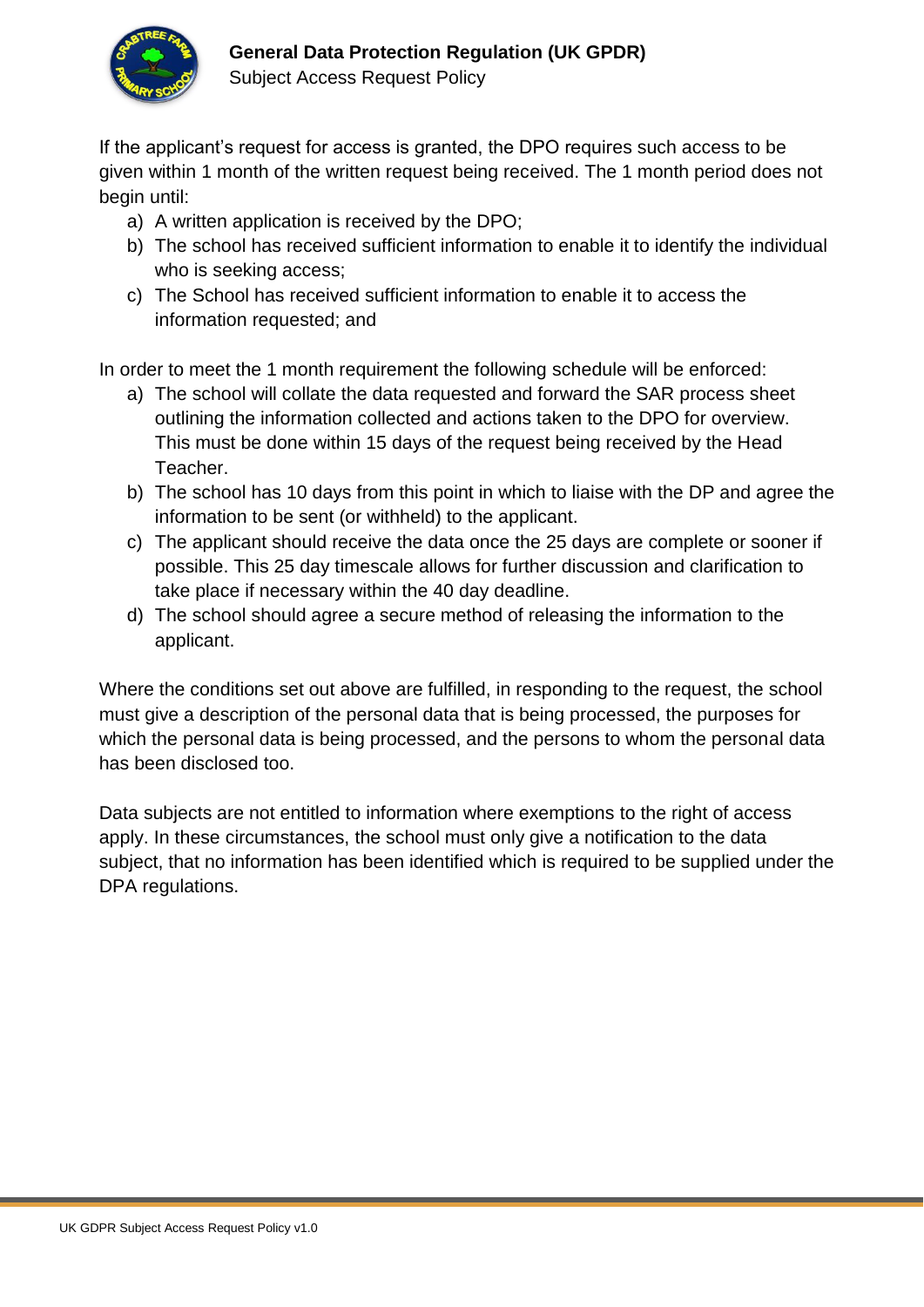If the applicant's request for access is granted, the DPO requires such access to be given within 1 month of the written request being received. The 1 month period does not begin until:

a) A written application is received by the DPO;
b) The school has received sufficient information to enable it to identify the individual who is seeking access;
c) The School has received sufficient information to enable it to access the information requested; and

In order to meet the 1 month requirement the following schedule will be enforced:

a) The school will collate the data requested and forward the SAR process sheet outlining the information collected and actions taken to the DPO for overview. This must be done within 15 days of the request being received by the Head Teacher.
b) The school has 10 days from this point in which to liaise with the DP and agree the information to be sent (or withheld) to the applicant.
c) The applicant should receive the data once the 25 days are complete or sooner if possible. This 25 day timescale allows for further discussion and clarification to take place if necessary within the 40 day deadline.
d) The school should agree a secure method of releasing the information to the applicant.

Where the conditions set out above are fulfilled, in responding to the request, the school must give a description of the personal data that is being processed, the purposes for which the personal data is being processed, and the persons to whom the personal data has been disclosed too.

Data subjects are not entitled to information where exemptions to the right of access apply. In these circumstances, the school must only give a notification to the data subject, that no information has been identified which is required to be supplied under the DPA regulations.